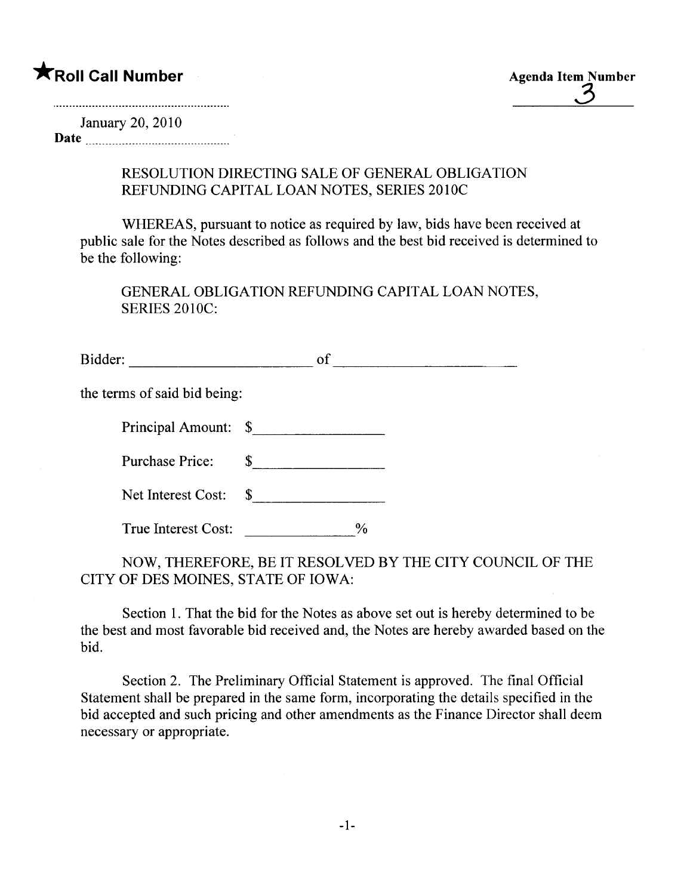★**Roll Call Number**

**Agenda Item Number**
3

January 20, 2010
**Date**

RESOLUTION DIRECTING SALE OF GENERAL OBLIGATION REFUNDING CAPITAL LOAN NOTES, SERIES 2010C

WHEREAS, pursuant to notice as required by law, bids have been received at public sale for the Notes described as follows and the best bid received is determined to be the following:

GENERAL OBLIGATION REFUNDING CAPITAL LOAN NOTES, SERIES 2010C:

Bidder: ________________________ of ________________________

the terms of said bid being:

Principal Amount: $________________

Purchase Price: $________________

Net Interest Cost: $________________

True Interest Cost: ______________%

NOW, THEREFORE, BE IT RESOLVED BY THE CITY COUNCIL OF THE CITY OF DES MOINES, STATE OF IOWA:

Section 1. That the bid for the Notes as above set out is hereby determined to be the best and most favorable bid received and, the Notes are hereby awarded based on the bid.

Section 2. The Preliminary Official Statement is approved. The final Official Statement shall be prepared in the same form, incorporating the details specified in the bid accepted and such pricing and other amendments as the Finance Director shall deem necessary or appropriate.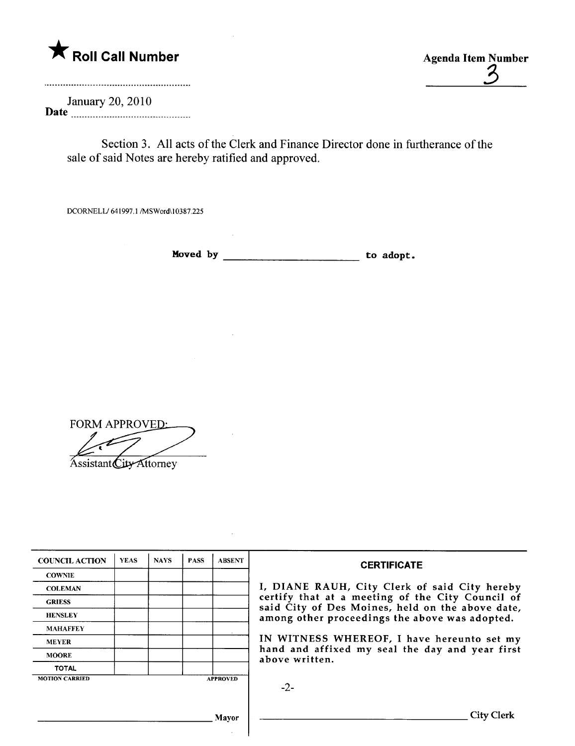★ **Roll Call Number**

Agenda Item Number

3

Date January 20, 2010

Section 3. All acts of the Clerk and Finance Director done in furtherance of the sale of said Notes are hereby ratified and approved.

DCORNELL/ 641997.1 /MSWord\10387.225

**Moved by** \_\_\_\_\_\_\_\_\_\_\_\_\_\_\_\_\_\_\_\_\_\_\_\_ **to adopt.**

FORM APPROVED:

Assistant City Attorney

| COUNCIL ACTION | YEAS | NAYS | PASS | ABSENT |
| --- | --- | --- | --- | --- |
| COWNIE | | | | |
| COLEMAN | | | | |
| GRIESS | | | | |
| HENSLEY | | | | |
| MAHAFFEY | | | | |
| MEYER | | | | |
| MOORE | | | | |
| TOTAL | | | | |

MOTION CARRIED APPROVED

\_\_\_\_\_\_\_\_\_\_\_\_\_\_\_\_\_\_\_\_\_\_\_\_\_\_\_\_\_\_ Mayor

**CERTIFICATE**

I, DIANE RAUH, City Clerk of said City hereby certify that at a meeting of the City Council of said City of Des Moines, held on the above date, among other proceedings the above was adopted.

IN WITNESS WHEREOF, I have hereunto set my hand and affixed my seal the day and year first above written.

-2-

\_\_\_\_\_\_\_\_\_\_\_\_\_\_\_\_\_\_\_\_\_\_\_\_\_\_\_\_\_\_ City Clerk